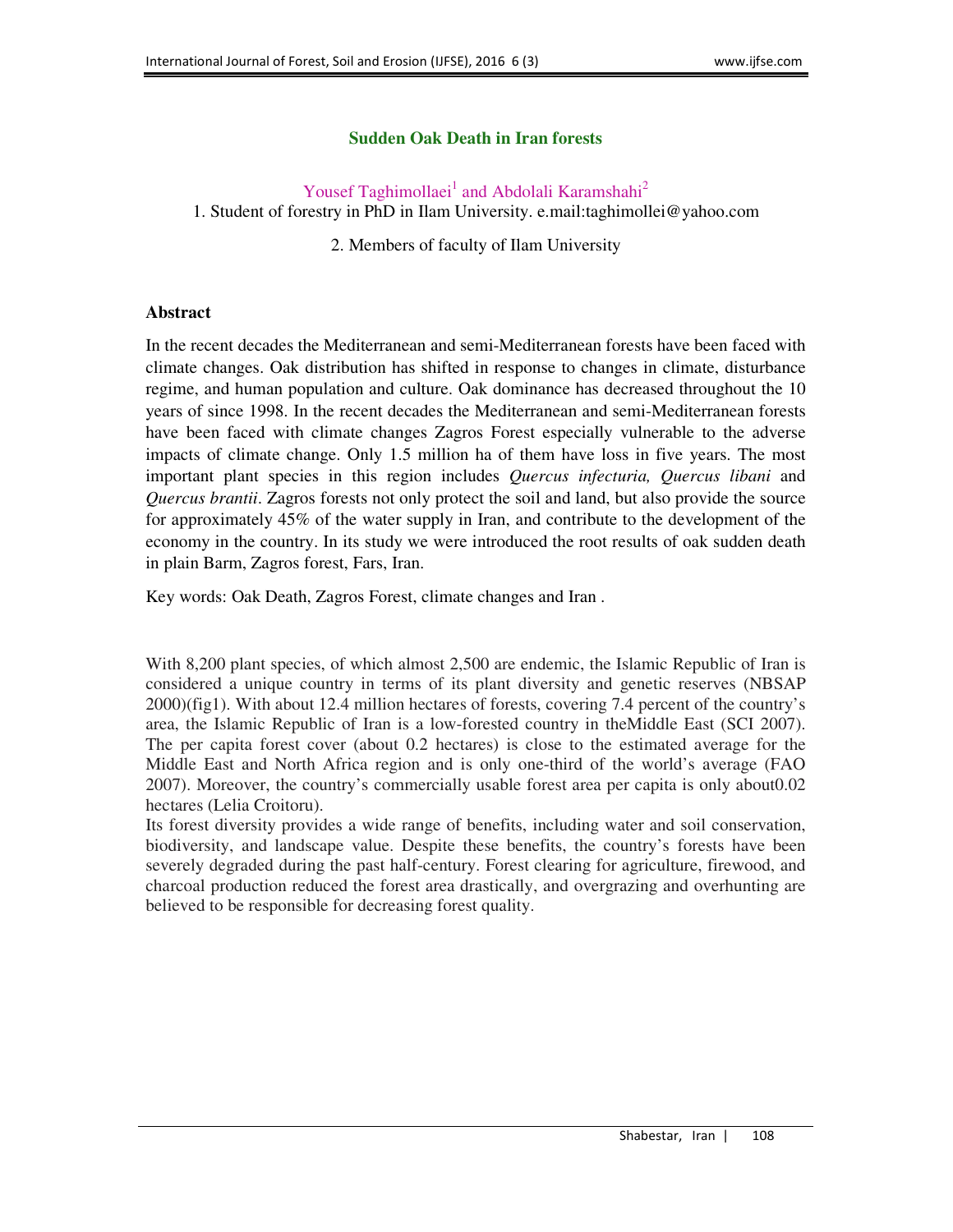# Sudden Oak Death in Iran forests

Yousef Taghimollaei[1] and Abdolali Karamshahi[2]

1. Student of forestry in PhD in Ilam University. e.mail:taghimollei@yahoo.com

2. Members of faculty of Ilam University

## Abstract

In the recent decades the Mediterranean and semi-Mediterranean forests have been faced with climate changes. Oak distribution has shifted in response to changes in climate, disturbance regime, and human population and culture. Oak dominance has decreased throughout the 10 years of since 1998. In the recent decades the Mediterranean and semi-Mediterranean forests have been faced with climate changes Zagros Forest especially vulnerable to the adverse impacts of climate change. Only 1.5 million ha of them have loss in five years. The most important plant species in this region includes *Quercus infecturia, Quercus libani* and *Quercus brantii*. Zagros forests not only protect the soil and land, but also provide the source for approximately 45% of the water supply in Iran, and contribute to the development of the economy in the country. In its study we were introduced the root results of oak sudden death in plain Barm, Zagros forest, Fars, Iran.

Key words: Oak Death, Zagros Forest, climate changes and Iran .

With 8,200 plant species, of which almost 2,500 are endemic, the Islamic Republic of Iran is considered a unique country in terms of its plant diversity and genetic reserves (NBSAP 2000)(fig1). With about 12.4 million hectares of forests, covering 7.4 percent of the country's area, the Islamic Republic of Iran is a low-forested country in theMiddle East (SCI 2007). The per capita forest cover (about 0.2 hectares) is close to the estimated average for the Middle East and North Africa region and is only one-third of the world's average (FAO 2007). Moreover, the country's commercially usable forest area per capita is only about0.02 hectares (Lelia Croitoru).

Its forest diversity provides a wide range of benefits, including water and soil conservation, biodiversity, and landscape value. Despite these benefits, the country's forests have been severely degraded during the past half-century. Forest clearing for agriculture, firewood, and charcoal production reduced the forest area drastically, and overgrazing and overhunting are believed to be responsible for decreasing forest quality.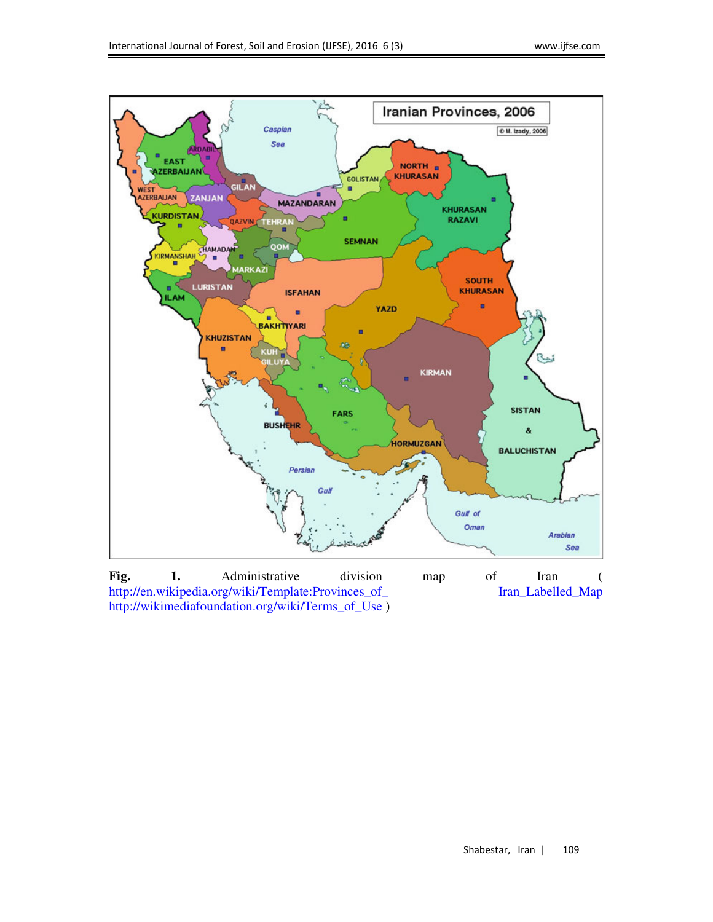Fig. 1. Administrative division map of Iran ( http://en.wikipedia.org/wiki/Template:Provinces_of_Iran_Labelled_Map http://wikimediafoundation.org/wiki/Terms_of_Use )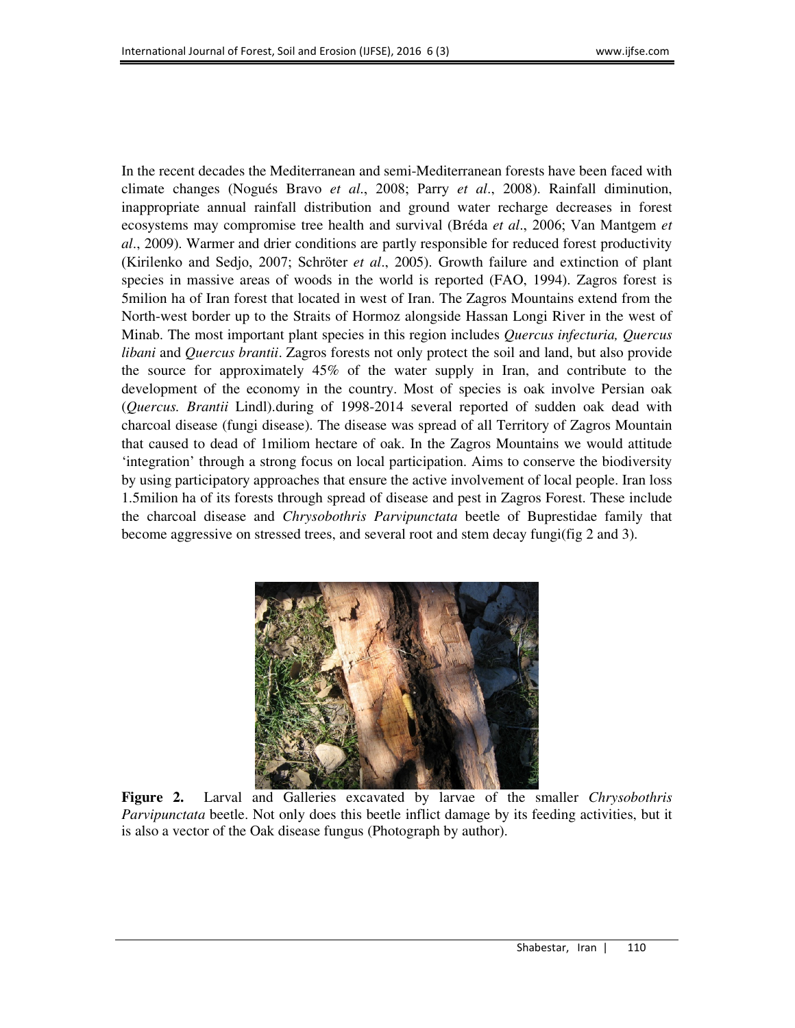In the recent decades the Mediterranean and semi-Mediterranean forests have been faced with climate changes (Nogués Bravo *et al*., 2008; Parry *et al*., 2008). Rainfall diminution, inappropriate annual rainfall distribution and ground water recharge decreases in forest ecosystems may compromise tree health and survival (Bréda *et al*., 2006; Van Mantgem *et al*., 2009). Warmer and drier conditions are partly responsible for reduced forest productivity (Kirilenko and Sedjo, 2007; Schröter *et al*., 2005). Growth failure and extinction of plant species in massive areas of woods in the world is reported (FAO, 1994). Zagros forest is 5milion ha of Iran forest that located in west of Iran. The Zagros Mountains extend from the North-west border up to the Straits of Hormoz alongside Hassan Longi River in the west of Minab. The most important plant species in this region includes *Quercus infecturia, Quercus libani* and *Quercus brantii*. Zagros forests not only protect the soil and land, but also provide the source for approximately 45% of the water supply in Iran, and contribute to the development of the economy in the country. Most of species is oak involve Persian oak (*Quercus. Brantii* Lindl).during of 1998-2014 several reported of sudden oak dead with charcoal disease (fungi disease). The disease was spread of all Territory of Zagros Mountain that caused to dead of 1miliom hectare of oak. In the Zagros Mountains we would attitude 'integration' through a strong focus on local participation. Aims to conserve the biodiversity by using participatory approaches that ensure the active involvement of local people. Iran loss 1.5milion ha of its forests through spread of disease and pest in Zagros Forest. These include the charcoal disease and *Chrysobothris Parvipunctata* beetle of Buprestidae family that become aggressive on stressed trees, and several root and stem decay fungi(fig 2 and 3).

**Figure 2.** Larval and Galleries excavated by larvae of the smaller *Chrysobothris Parvipunctata* beetle. Not only does this beetle inflict damage by its feeding activities, but it is also a vector of the Oak disease fungus (Photograph by author).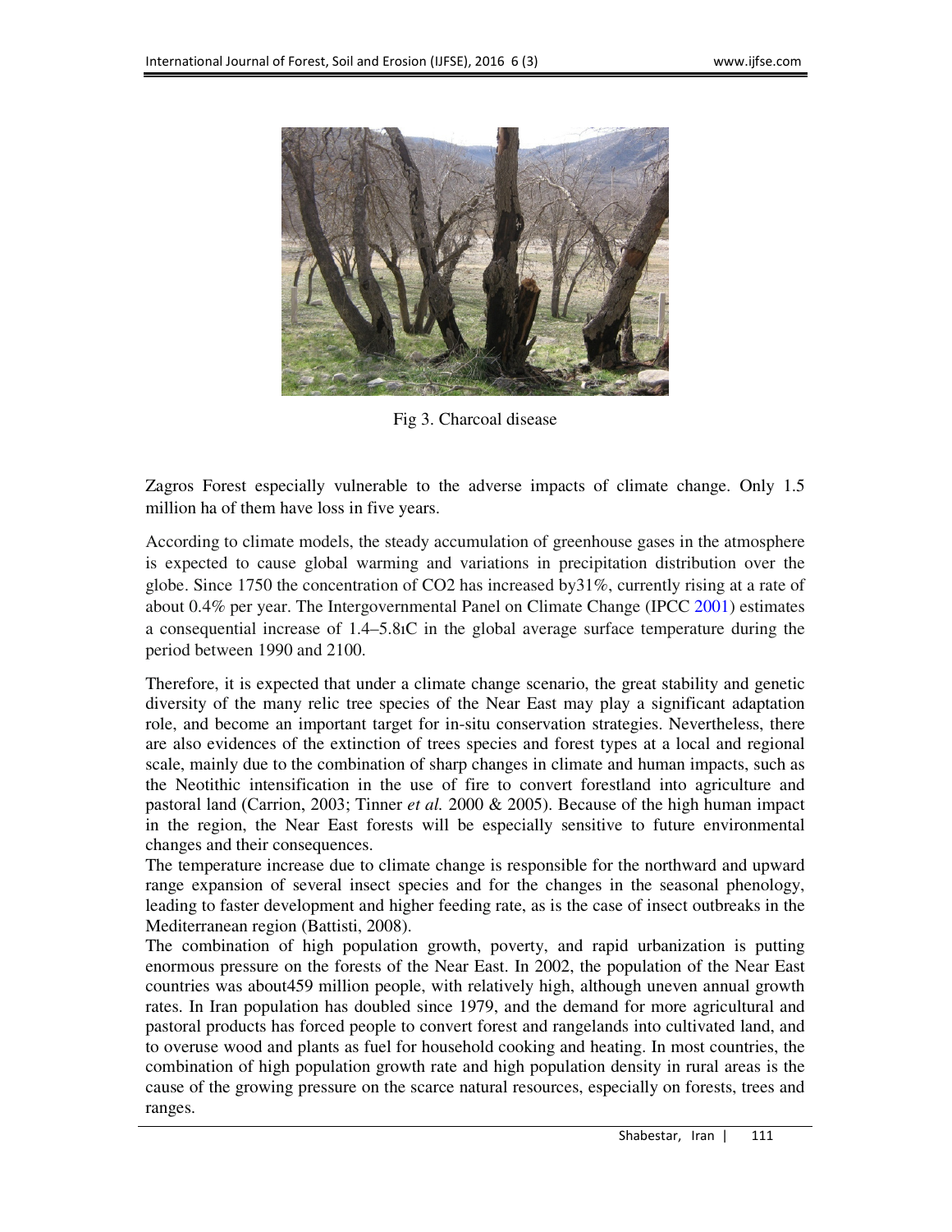Fig 3. Charcoal disease

Zagros Forest especially vulnerable to the adverse impacts of climate change. Only 1.5 million ha of them have loss in five years.

According to climate models, the steady accumulation of greenhouse gases in the atmosphere is expected to cause global warming and variations in precipitation distribution over the globe. Since 1750 the concentration of $CO_2$ has increased by31%, currently rising at a rate of about 0.4% per year. The Intergovernmental Panel on Climate Change (IPCC 2001) estimates a consequential increase of 1.4–5.8ıC in the global average surface temperature during the period between 1990 and 2100.

Therefore, it is expected that under a climate change scenario, the great stability and genetic diversity of the many relic tree species of the Near East may play a significant adaptation role, and become an important target for in-situ conservation strategies. Nevertheless, there are also evidences of the extinction of trees species and forest types at a local and regional scale, mainly due to the combination of sharp changes in climate and human impacts, such as the Neotithic intensification in the use of fire to convert forestland into agriculture and pastoral land (Carrion, 2003; Tinner *et al.* 2000 & 2005). Because of the high human impact in the region, the Near East forests will be especially sensitive to future environmental changes and their consequences.

The temperature increase due to climate change is responsible for the northward and upward range expansion of several insect species and for the changes in the seasonal phenology, leading to faster development and higher feeding rate, as is the case of insect outbreaks in the Mediterranean region (Battisti, 2008).

The combination of high population growth, poverty, and rapid urbanization is putting enormous pressure on the forests of the Near East. In 2002, the population of the Near East countries was about459 million people, with relatively high, although uneven annual growth rates. In Iran population has doubled since 1979, and the demand for more agricultural and pastoral products has forced people to convert forest and rangelands into cultivated land, and to overuse wood and plants as fuel for household cooking and heating. In most countries, the combination of high population growth rate and high population density in rural areas is the cause of the growing pressure on the scarce natural resources, especially on forests, trees and ranges.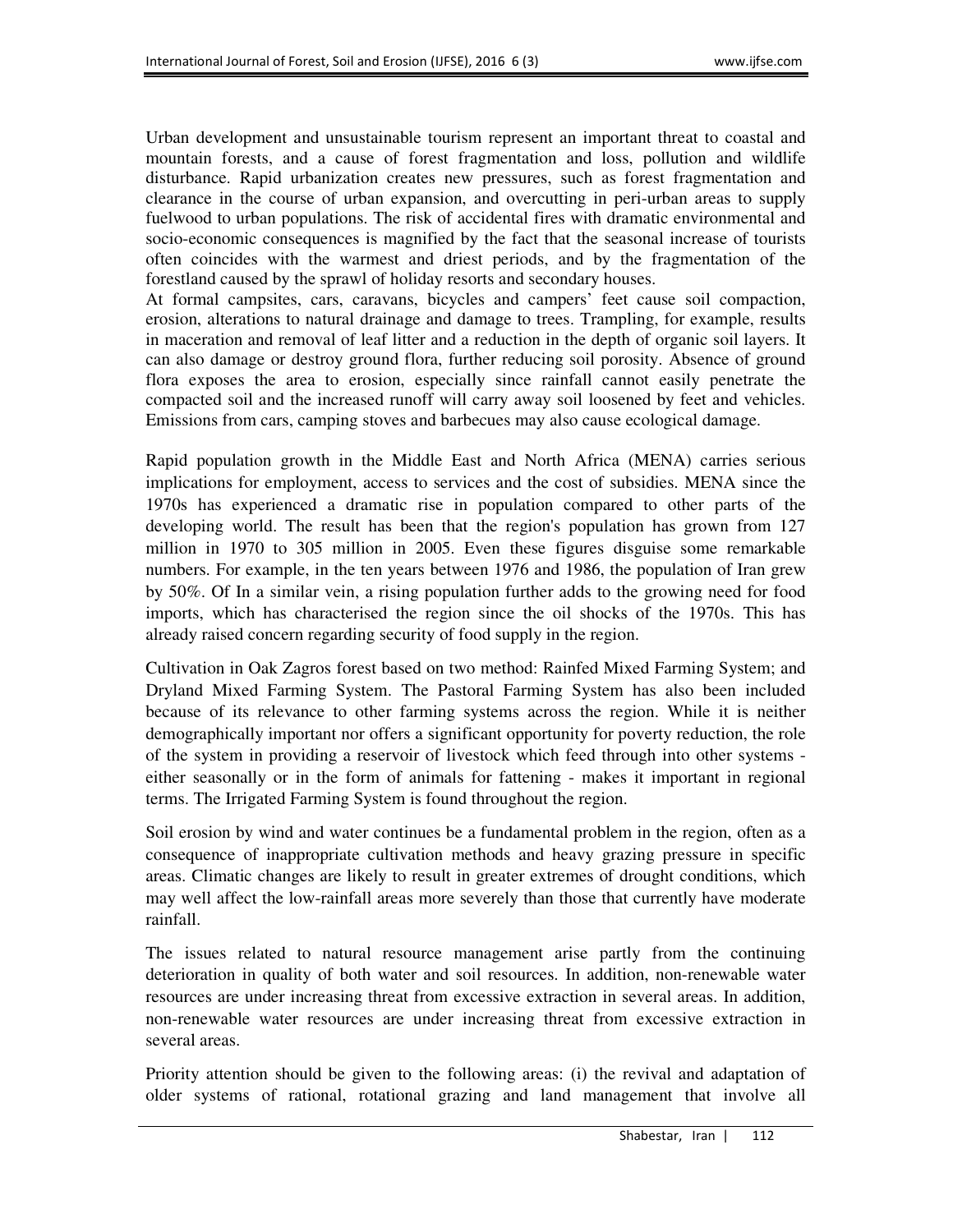Urban development and unsustainable tourism represent an important threat to coastal and mountain forests, and a cause of forest fragmentation and loss, pollution and wildlife disturbance. Rapid urbanization creates new pressures, such as forest fragmentation and clearance in the course of urban expansion, and overcutting in peri-urban areas to supply fuelwood to urban populations. The risk of accidental fires with dramatic environmental and socio-economic consequences is magnified by the fact that the seasonal increase of tourists often coincides with the warmest and driest periods, and by the fragmentation of the forestland caused by the sprawl of holiday resorts and secondary houses.
At formal campsites, cars, caravans, bicycles and campers' feet cause soil compaction, erosion, alterations to natural drainage and damage to trees. Trampling, for example, results in maceration and removal of leaf litter and a reduction in the depth of organic soil layers. It can also damage or destroy ground flora, further reducing soil porosity. Absence of ground flora exposes the area to erosion, especially since rainfall cannot easily penetrate the compacted soil and the increased runoff will carry away soil loosened by feet and vehicles. Emissions from cars, camping stoves and barbecues may also cause ecological damage.

Rapid population growth in the Middle East and North Africa (MENA) carries serious implications for employment, access to services and the cost of subsidies. MENA since the 1970s has experienced a dramatic rise in population compared to other parts of the developing world. The result has been that the region's population has grown from 127 million in 1970 to 305 million in 2005. Even these figures disguise some remarkable numbers. For example, in the ten years between 1976 and 1986, the population of Iran grew by 50%. Of In a similar vein, a rising population further adds to the growing need for food imports, which has characterised the region since the oil shocks of the 1970s. This has already raised concern regarding security of food supply in the region.

Cultivation in Oak Zagros forest based on two method: Rainfed Mixed Farming System; and Dryland Mixed Farming System. The Pastoral Farming System has also been included because of its relevance to other farming systems across the region. While it is neither demographically important nor offers a significant opportunity for poverty reduction, the role of the system in providing a reservoir of livestock which feed through into other systems - either seasonally or in the form of animals for fattening - makes it important in regional terms. The Irrigated Farming System is found throughout the region.

Soil erosion by wind and water continues be a fundamental problem in the region, often as a consequence of inappropriate cultivation methods and heavy grazing pressure in specific areas. Climatic changes are likely to result in greater extremes of drought conditions, which may well affect the low-rainfall areas more severely than those that currently have moderate rainfall.

The issues related to natural resource management arise partly from the continuing deterioration in quality of both water and soil resources. In addition, non-renewable water resources are under increasing threat from excessive extraction in several areas. In addition, non-renewable water resources are under increasing threat from excessive extraction in several areas.

Priority attention should be given to the following areas: (i) the revival and adaptation of older systems of rational, rotational grazing and land management that involve all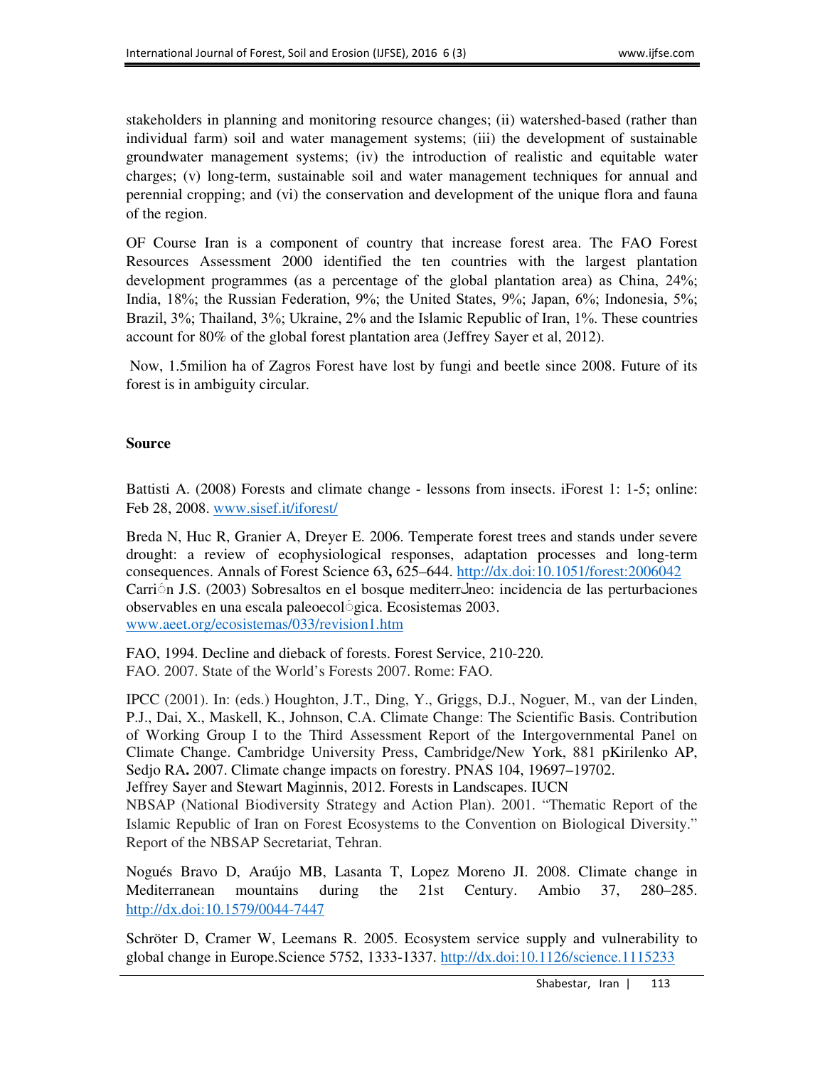stakeholders in planning and monitoring resource changes; (ii) watershed-based (rather than individual farm) soil and water management systems; (iii) the development of sustainable groundwater management systems; (iv) the introduction of realistic and equitable water charges; (v) long-term, sustainable soil and water management techniques for annual and perennial cropping; and (vi) the conservation and development of the unique flora and fauna of the region.

OF Course Iran is a component of country that increase forest area. The FAO Forest Resources Assessment 2000 identified the ten countries with the largest plantation development programmes (as a percentage of the global plantation area) as China, 24%; India, 18%; the Russian Federation, 9%; the United States, 9%; Japan, 6%; Indonesia, 5%; Brazil, 3%; Thailand, 3%; Ukraine, 2% and the Islamic Republic of Iran, 1%. These countries account for 80% of the global forest plantation area (Jeffrey Sayer et al, 2012).

Now, 1.5milion ha of Zagros Forest have lost by fungi and beetle since 2008. Future of its forest is in ambiguity circular.

**Source**

Battisti A. (2008) Forests and climate change - lessons from insects. iForest 1: 1-5; online: Feb 28, 2008. www.sisef.it/iforest/

Breda N, Huc R, Granier A, Dreyer E. 2006. Temperate forest trees and stands under severe drought: a review of ecophysiological responses, adaptation processes and long-term consequences. Annals of Forest Science 63**,** 625–644. http://dx.doi:10.1051/forest:2006042
Carrión J.S. (2003) Sobresaltos en el bosque mediterráneo: incidencia de las perturbaciones observables en una escala paleoecológica. Ecosistemas 2003. www.aeet.org/ecosistemas/033/revision1.htm

FAO, 1994. Decline and dieback of forests. Forest Service, 210-220.
FAO. 2007. State of the World's Forests 2007. Rome: FAO.

IPCC (2001). In: (eds.) Houghton, J.T., Ding, Y., Griggs, D.J., Noguer, M., van der Linden, P.J., Dai, X., Maskell, K., Johnson, C.A. Climate Change: The Scientific Basis. Contribution of Working Group I to the Third Assessment Report of the Intergovernmental Panel on Climate Change. Cambridge University Press, Cambridge/New York, 881 pKirilenko AP, Sedjo RA**.** 2007. Climate change impacts on forestry. PNAS 104, 19697–19702.
Jeffrey Sayer and Stewart Maginnis, 2012. Forests in Landscapes. IUCN
NBSAP (National Biodiversity Strategy and Action Plan). 2001. "Thematic Report of the Islamic Republic of Iran on Forest Ecosystems to the Convention on Biological Diversity." Report of the NBSAP Secretariat, Tehran.

Nogués Bravo D, Araújo MB, Lasanta T, Lopez Moreno JI. 2008. Climate change in Mediterranean mountains during the 21st Century. Ambio 37, 280–285. http://dx.doi:10.1579/0044-7447

Schröter D, Cramer W, Leemans R. 2005. Ecosystem service supply and vulnerability to global change in Europe.Science 5752, 1333-1337. http://dx.doi:10.1126/science.1115233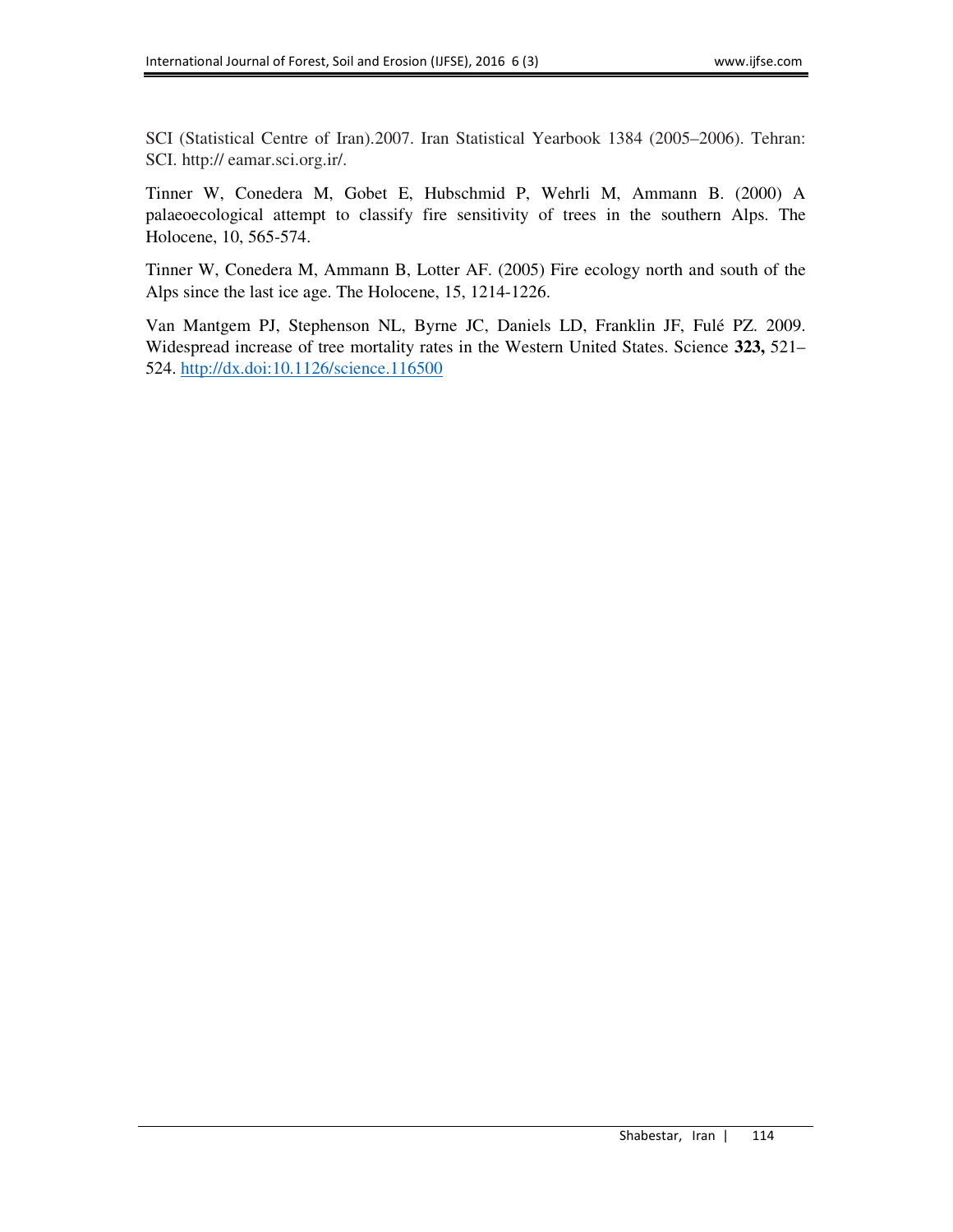SCI (Statistical Centre of Iran).2007. Iran Statistical Yearbook 1384 (2005–2006). Tehran: SCI. http:// eamar.sci.org.ir/.

Tinner W, Conedera M, Gobet E, Hubschmid P, Wehrli M, Ammann B. (2000) A palaeoecological attempt to classify fire sensitivity of trees in the southern Alps. The Holocene, 10, 565-574.

Tinner W, Conedera M, Ammann B, Lotter AF. (2005) Fire ecology north and south of the Alps since the last ice age. The Holocene, 15, 1214-1226.

Van Mantgem PJ, Stephenson NL, Byrne JC, Daniels LD, Franklin JF, Fulé PZ. 2009. Widespread increase of tree mortality rates in the Western United States. Science **323,** 521–524. http://dx.doi:10.1126/science.116500